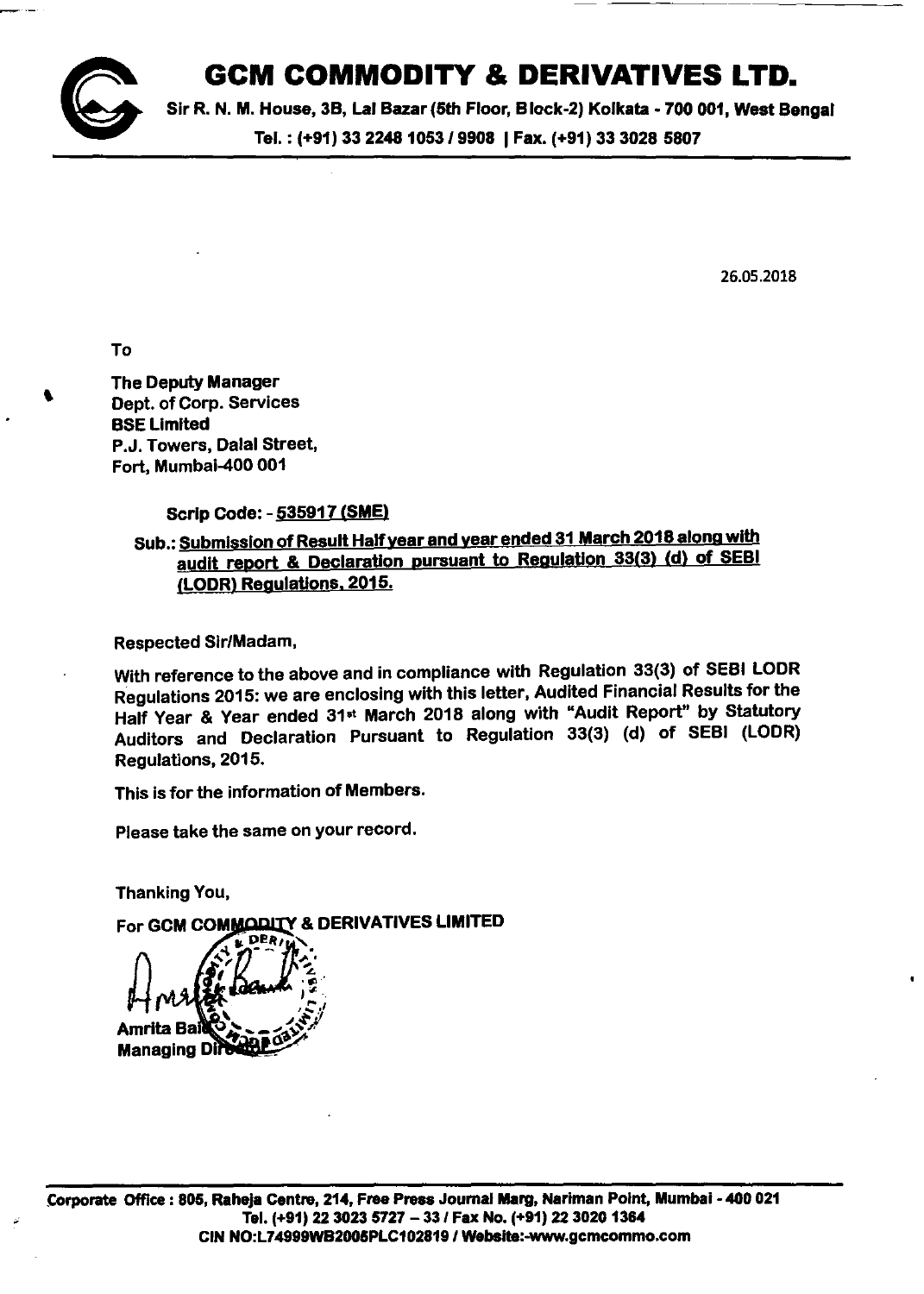# GCM COMMODITY & DERIVATIVES LTD.

Sir R. N. M. House, 3B, Lal Bazar (5th Floor, Block-2) Kolkata - 700 001, West Bengal

Tel. : (+91) 33 2248 1053 / 9908 | Fax. (+91) 33 3028 5807

26.05.2018

To

The Deputy Manager
Dept. of Corp. Services
BSE Limited
P.J. Towers, Dalal Street,
Fort, Mumbai-400 001

**Scrip Code: - 535917 (SME)**

**Sub.: Submission of Result Half year and year ended 31 March 2018 along with audit report & Declaration pursuant to Regulation 33(3) (d) of SEBI (LODR) Regulations, 2015.**

Respected Sir/Madam,

With reference to the above and in compliance with Regulation 33(3) of SEBI LODR Regulations 2015: we are enclosing with this letter, Audited Financial Results for the Half Year & Year ended 31st March 2018 along with "Audit Report" by Statutory Auditors and Declaration Pursuant to Regulation 33(3) (d) of SEBI (LODR) Regulations, 2015.

This is for the information of Members.

Please take the same on your record.

Thanking You,

For GCM COMMODITY & DERIVATIVES LIMITED

Amrita Baid
Managing Director

Corporate Office : 805, Raheja Centre, 214, Free Press Journal Marg, Nariman Point, Mumbai - 400 021
Tel. (+91) 22 3023 5727 – 33 / Fax No. (+91) 22 3020 1364
CIN NO:L74999WB2005PLC102819 / Website:-www.gcmcommo.com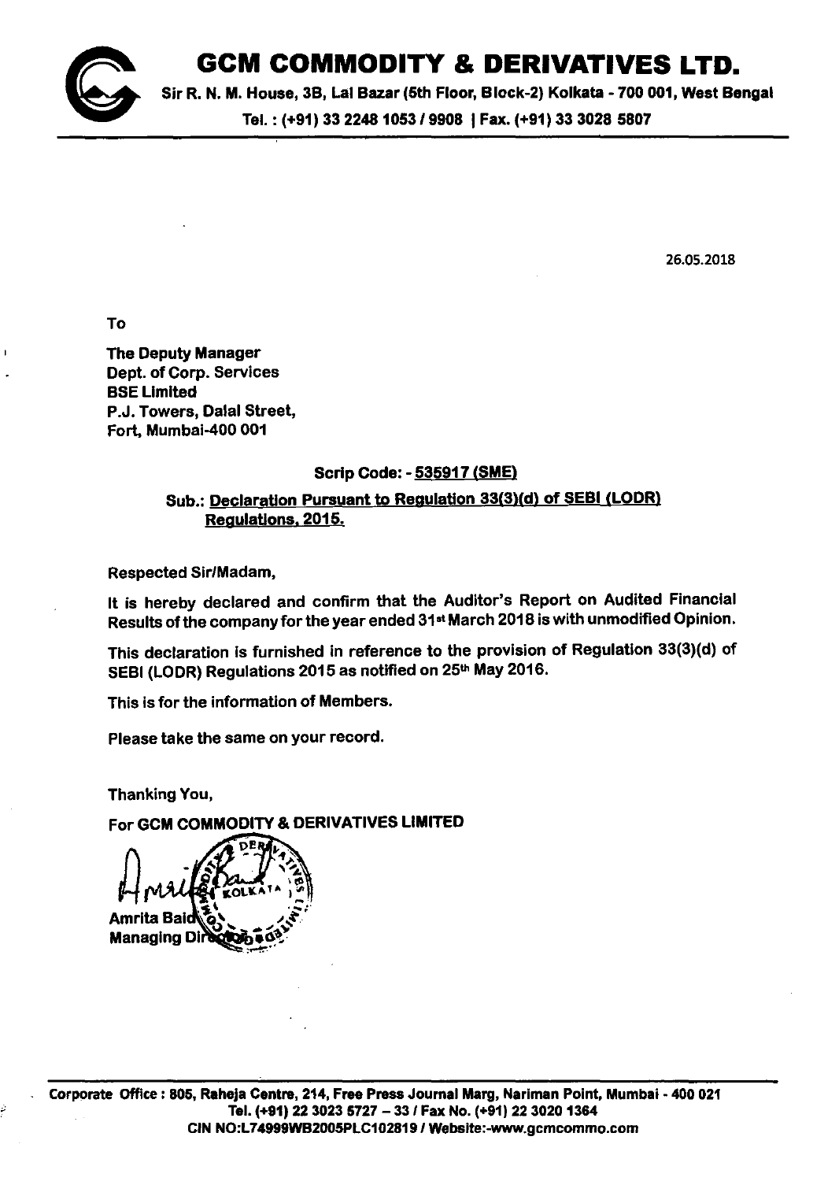# GCM COMMODITY & DERIVATIVES LTD.

Sir R. N. M. House, 3B, Lal Bazar (5th Floor, Block-2) Kolkata - 700 001, West Bengal

Tel. : (+91) 33 2248 1053 / 9908 | Fax. (+91) 33 3028 5807

26.05.2018

To

**The Deputy Manager**
**Dept. of Corp. Services**
**BSE Limited**
P.J. Towers, Dalal Street,
Fort, Mumbai-400 001

**Scrip Code: - 535917 (SME)**

**Sub.: Declaration Pursuant to Regulation 33(3)(d) of SEBI (LODR) Regulations, 2015.**

Respected Sir/Madam,

It is hereby declared and confirm that the Auditor's Report on Audited Financial Results of the company for the year ended 31st March 2018 is with unmodified Opinion.

This declaration is furnished in reference to the provision of Regulation 33(3)(d) of SEBI (LODR) Regulations 2015 as notified on 25th May 2016.

This is for the information of Members.

Please take the same on your record.

Thanking You,

For GCM COMMODITY & DERIVATIVES LIMITED

Amrita Baid
Managing Director

Corporate Office : 805, Raheja Centre, 214, Free Press Journal Marg, Nariman Point, Mumbai - 400 021
Tel. (+91) 22 3023 5727 – 33 / Fax No. (+91) 22 3020 1364
CIN NO:L74999WB2005PLC102819 / Website:-www.gcmcommo.com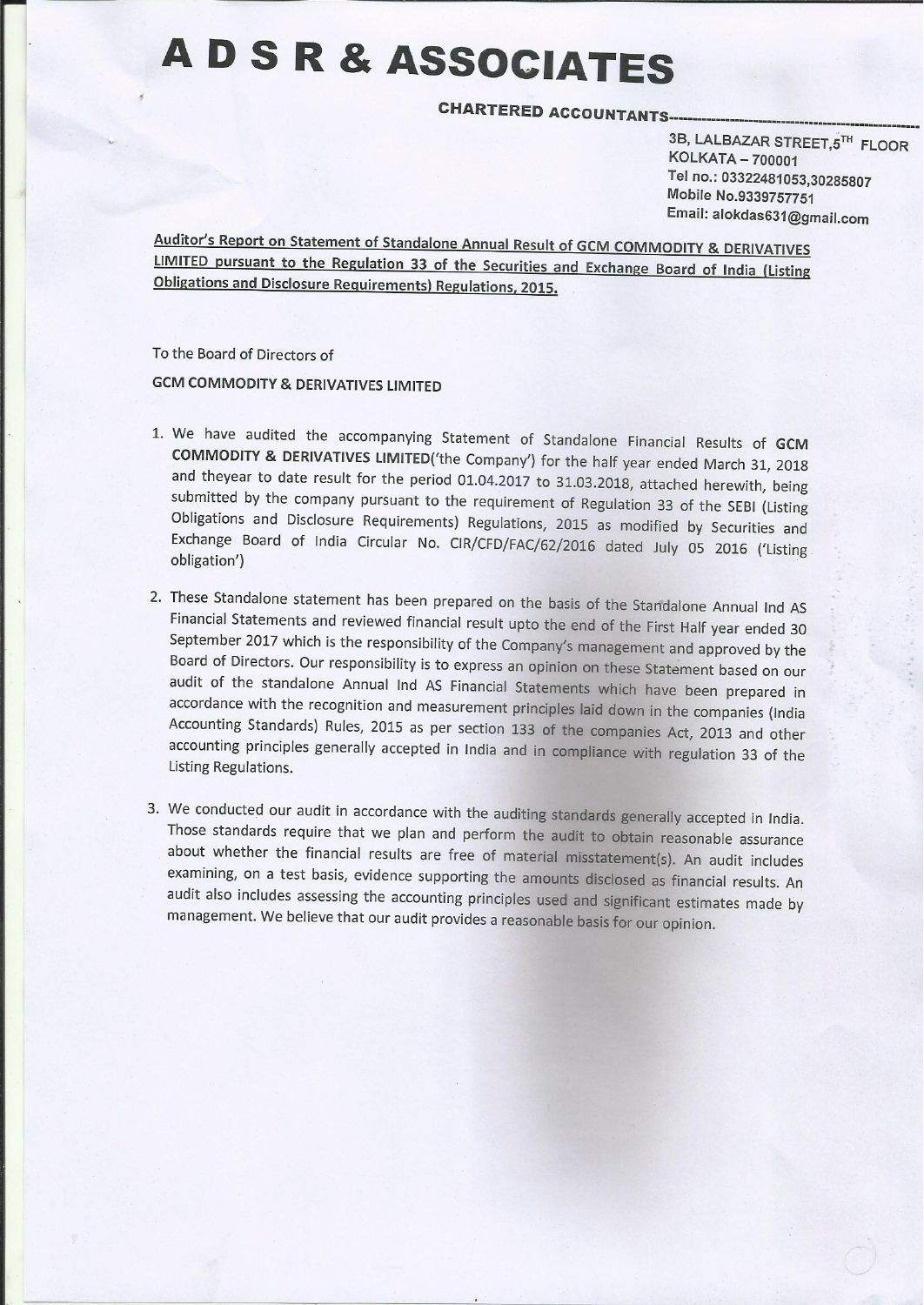# A D S R & ASSOCIATES

**CHARTERED ACCOUNTANTS**

3B, LALBAZAR STREET,5TH FLOOR
KOLKATA – 700001
Tel no.: 03322481053,30285807
Mobile No.9339757751
Email: alokdas631@gmail.com

**Auditor's Report on Statement of Standalone Annual Result of GCM COMMODITY & DERIVATIVES LIMITED pursuant to the Regulation 33 of the Securities and Exchange Board of India (Listing Obligations and Disclosure Requirements) Regulations, 2015.**

To the Board of Directors of

GCM COMMODITY & DERIVATIVES LIMITED

1. We have audited the accompanying Statement of Standalone Financial Results of **GCM COMMODITY & DERIVATIVES LIMITED**('the Company') for the half year ended March 31, 2018 and theyear to date result for the period 01.04.2017 to 31.03.2018, attached herewith, being submitted by the company pursuant to the requirement of Regulation 33 of the SEBI (Listing Obligations and Disclosure Requirements) Regulations, 2015 as modified by Securities and Exchange Board of India Circular No. CIR/CFD/FAC/62/2016 dated July 05 2016 ('Listing obligation')

2. These Standalone statement has been prepared on the basis of the Standalone Annual Ind AS Financial Statements and reviewed financial result upto the end of the First Half year ended 30 September 2017 which is the responsibility of the Company's management and approved by the Board of Directors. Our responsibility is to express an opinion on these Statement based on our audit of the standalone Annual Ind AS Financial Statements which have been prepared in accordance with the recognition and measurement principles laid down in the companies (India Accounting Standards) Rules, 2015 as per section 133 of the companies Act, 2013 and other accounting principles generally accepted in India and in compliance with regulation 33 of the Listing Regulations.

3. We conducted our audit in accordance with the auditing standards generally accepted in India. Those standards require that we plan and perform the audit to obtain reasonable assurance about whether the financial results are free of material misstatement(s). An audit includes examining, on a test basis, evidence supporting the amounts disclosed as financial results. An audit also includes assessing the accounting principles used and significant estimates made by management. We believe that our audit provides a reasonable basis for our opinion.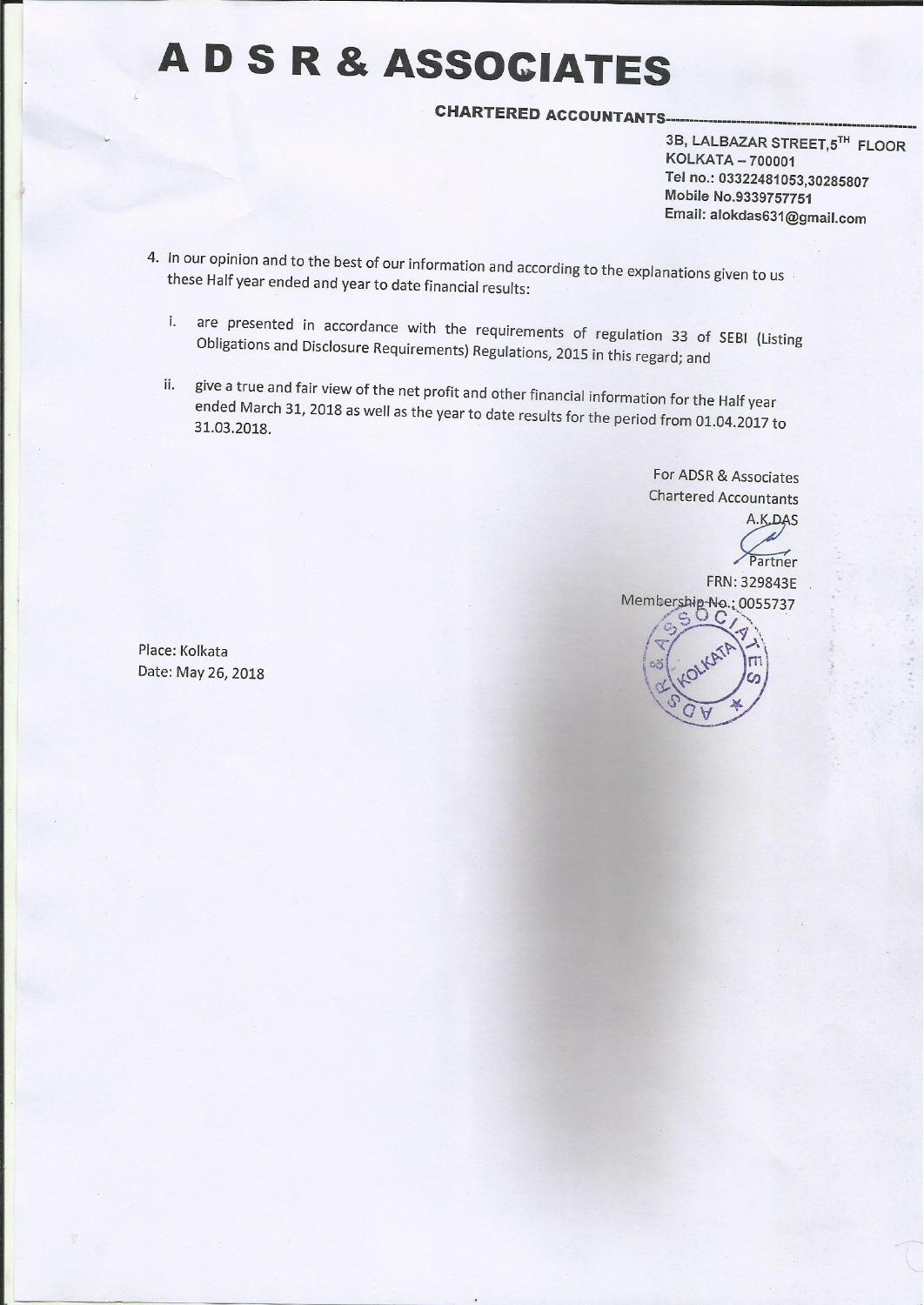# A D S R & ASSOCIATES

**CHARTERED ACCOUNTANTS**

3B, LALBAZAR STREET,5TH FLOOR
KOLKATA – 700001
Tel no.: 03322481053,30285807
Mobile No.9339757751
Email: alokdas631@gmail.com

4. In our opinion and to the best of our information and according to the explanations given to us these Half year ended and year to date financial results:

   i. are presented in accordance with the requirements of regulation 33 of SEBI (Listing Obligations and Disclosure Requirements) Regulations, 2015 in this regard; and

   ii. give a true and fair view of the net profit and other financial information for the Half year ended March 31, 2018 as well as the year to date results for the period from 01.04.2017 to 31.03.2018.

For ADSR & Associates
Chartered Accountants
A.K.DAS
Partner
FRN: 329843E
Membership No.: 0055737

Place: Kolkata
Date: May 26, 2018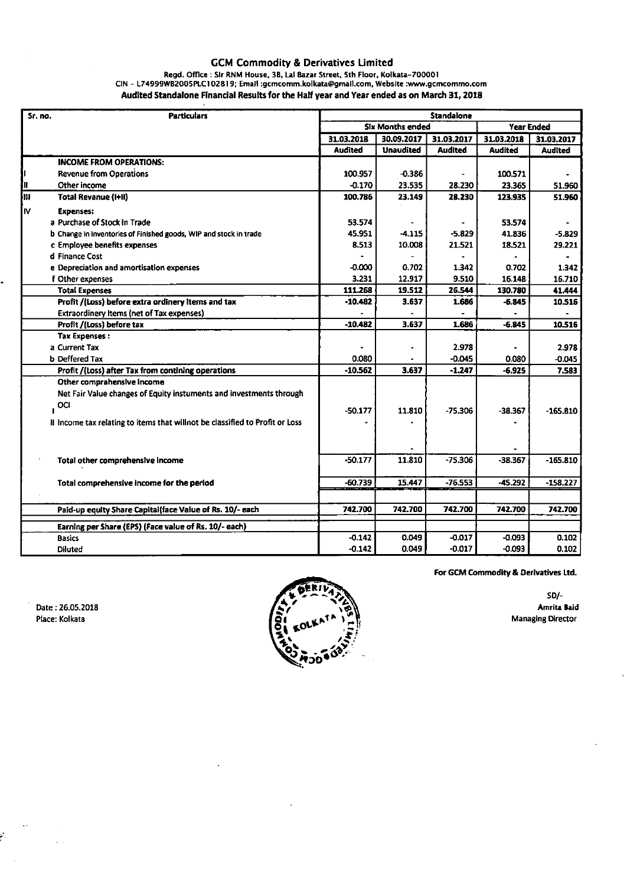# GCM Commodity & Derivatives Limited

Regd. Office : Sir RNM House, 3B, Lal Bazar Street, 5th Floor, Kolkata-700001

CIN - L74999WB2005PLC102819; Email :gcmcomm.kolkata@gmail.com, Website :www.gcmcommo.com

**Audited Standalone Financial Results for the Half year and Year ended as on March 31, 2018**

| Sr. no. | Particulars | Standalone | | | | |
|---|---|---|---|---|---|---|
| | | Six Months ended | | | Year Ended | |
| | | 31.03.2018 | 30.09.2017 | 31.03.2017 | 31.03.2018 | 31.03.2017 |
| | | Audited | Unaudited | Audited | Audited | Audited |
| | **INCOME FROM OPERATIONS:** | | | | | |
| I | Revenue from Operations | 100.957 | -0.386 | - | 100.571 | - |
| II | Other income | -0.170 | 23.535 | 28.230 | 23.365 | 51.960 |
| III | **Total Revanue (I+II)** | **100.786** | **23.149** | **28.230** | **123.935** | **51.960** |
| IV | **Expenses:** | | | | | |
| | a Purchase of Stock In Trade | 53.574 | - | - | 53.574 | - |
| | b Change in inventories of Finished goods, WIP and stock in trade | 45.951 | -4.115 | -5.829 | 41.836 | -5.829 |
| | c Employee benefits expenses | 8.513 | 10.008 | 21.521 | 18.521 | 29.221 |
| | d Finance Cost | - | - | - | - | - |
| | e Depreciation and amortisation expenses | -0.000 | 0.702 | 1.342 | 0.702 | 1.342 |
| | f Other expenses | 3.231 | 12.917 | 9.510 | 16.148 | 16.710 |
| | **Total Expenses** | **111.268** | **19.512** | **26.544** | **130.780** | **41.444** |
| | **Profit /(Loss) before extra ordinery Items and tax** | **-10.482** | **3.637** | **1.686** | **-6.845** | **10.516** |
| | Extraordinery Items (net of Tax expenses) | - | - | - | - | - |
| | **Profit /(Loss) before tax** | **-10.482** | **3.637** | **1.686** | **-6.845** | **10.516** |
| | **Tax Expenses :** | | | | | |
| | a Current Tax | - | - | 2.978 | - | 2.978 |
| | b Deffered Tax | 0.080 | - | -0.045 | 0.080 | -0.045 |
| | **Profit /(Loss) after Tax from contining operations** | **-10.562** | **3.637** | **-1.247** | **-6.925** | **7.583** |
| | **Other comprahensive Income** | | | | | |
| | I Net Fair Value changes of Equity instuments and investments through OCI | -50.177 | 11.810 | -75.306 | -38.367 | -165.810 |
| | II Income tax relating to items that willnot be classified to Profit or Loss | - | - | | - | |
| | **Total other comprehensive income** | -50.177 | 11.810 | -75.306 | -38.367 | -165.810 |
| | **Total comprehensive income for the period** | -60.739 | 15.447 | -76.553 | -45.292 | -158.227 |
| | **Paid-up equity Share Capital(face Value of Rs. 10/- each** | **742.700** | **742.700** | **742.700** | **742.700** | **742.700** |
| | **Earning per Share (EPS) (Face value of Rs. 10/- each)** | | | | | |
| | Basics | -0.142 | 0.049 | -0.017 | -0.093 | 0.102 |
| | Diluted | -0.142 | 0.049 | -0.017 | -0.093 | 0.102 |

**For GCM Commodity & Derivatives Ltd.**

SD/-

**Amrita Baid**

**Managing Director**

Date : 26.05.2018

Place: Kolkata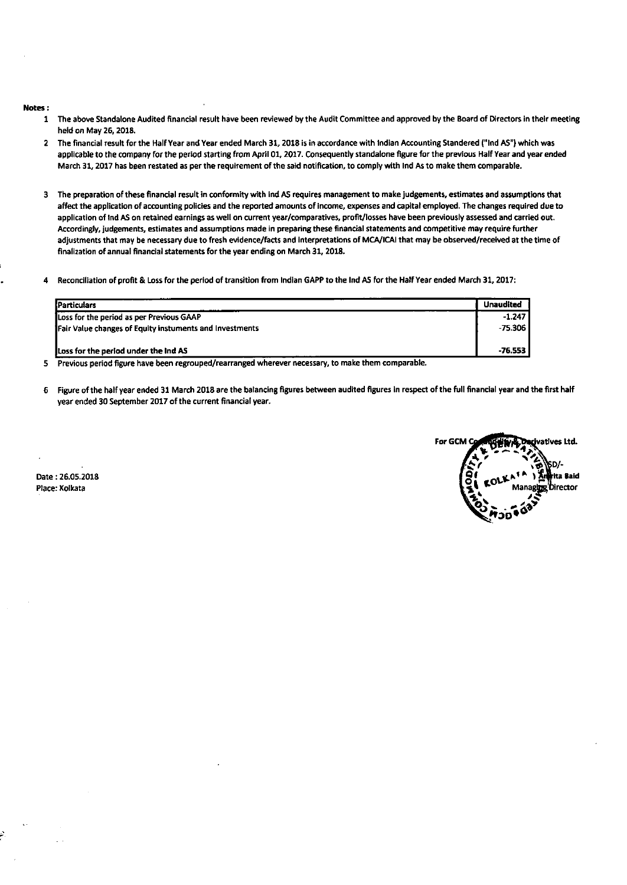**Notes :**

1. The above Standalone Audited financial result have been reviewed by the Audit Committee and approved by the Board of Directors in their meeting held on May 26, 2018.
2. The financial result for the Half Year and Year ended March 31, 2018 is in accordance with Indian Accounting Standered ("Ind AS") which was applicable to the company for the period starting from April 01, 2017. Consequently standalone figure for the previous Half Year and year ended March 31, 2017 has been restated as per the requirement of the said notification, to comply with Ind As to make them comparable.
3. The preparation of these financial result in conformity with Ind AS requires management to make judgements, estimates and assumptions that affect the application of accounting policies and the reported amounts of income, expenses and capital employed. The changes required due to application of Ind AS on retained earnings as well on current year/comparatives, profit/losses have been previously assessed and carried out. Accordingly, judgements, estimates and assumptions made in preparing these financial statements and competitive may require further adjustments that may be necessary due to fresh evidence/facts and interpretations of MCA/ICAI that may be observed/received at the time of finalization of annual financial statements for the year ending on March 31, 2018.
4. Reconciliation of profit & Loss for the period of transition from Indian GAPP to the Ind AS for the Half Year ended March 31, 2017:

| Particulars | Unaudited |
|---|---|
| Loss for the period as per Previous GAAP | -1.247 |
| Fair Value changes of Equity instuments and Investments | -75.306 |
| Loss for the period under the Ind AS | -76.553 |

5. Previous period figure have been regrouped/rearranged wherever necessary, to make them comparable.
6. Figure of the half year ended 31 March 2018 are the balancing figures between audited figures in respect of the full financial year and the first half year ended 30 September 2017 of the current financial year.

Date : 26.05.2018
Place: Kolkata

For GCM Commodity & Derivatives Ltd.

SD/-
Amrita Baid
Managing Director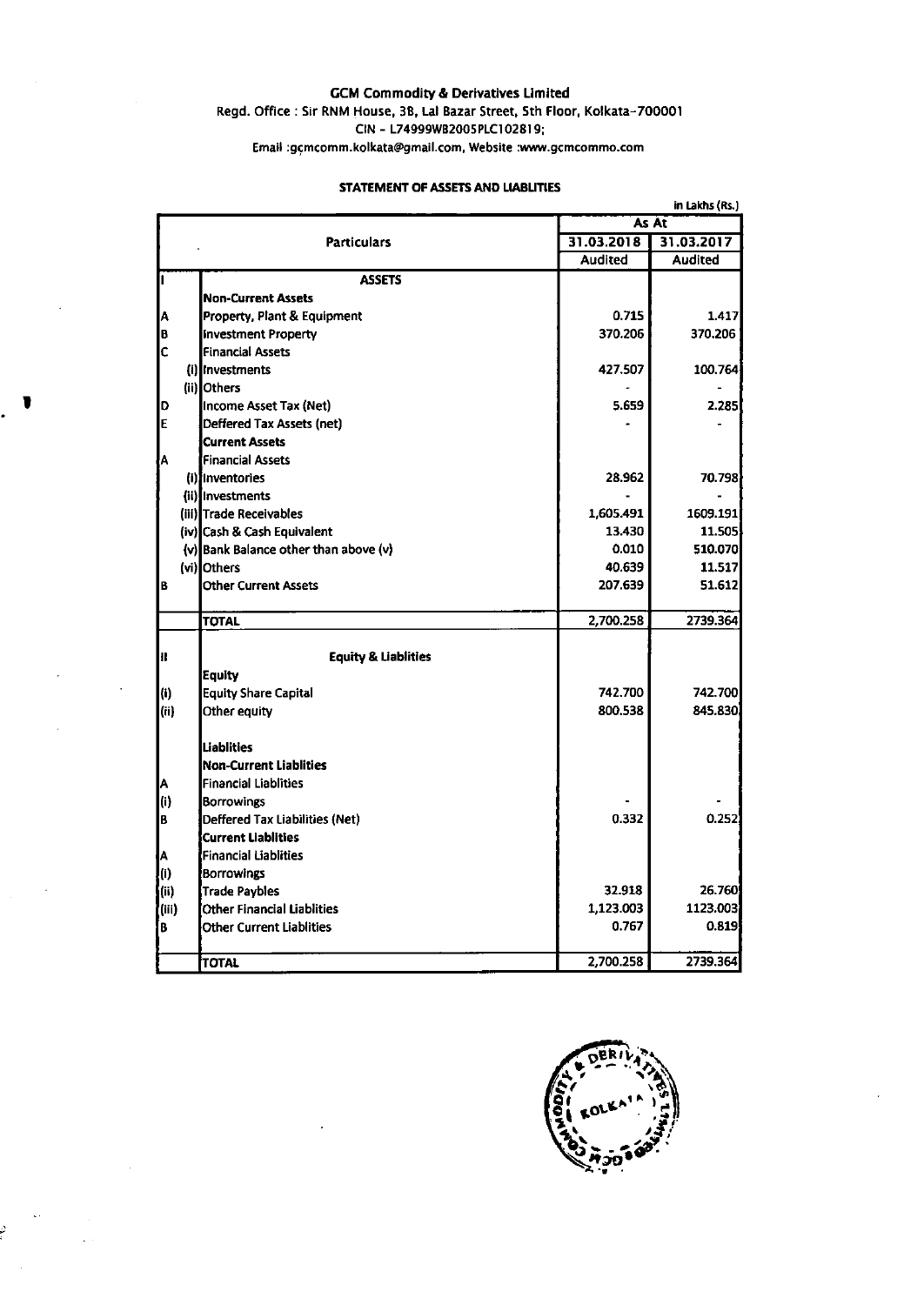**GCM Commodity & Derivatives Limited**

Regd. Office : Sir RNM House, 3B, Lal Bazar Street, 5th Floor, Kolkata-700001

CIN - L74999WB2005PLC102819;

Email :gcmcomm.kolkata@gmail.com, Website :www.gcmcommo.com

**STATEMENT OF ASSETS AND LIABLITIES**

in Lakhs (Rs.)

| | Particulars | As At | |
|---|---|---|---|
| | | 31.03.2018 | 31.03.2017 |
| | | Audited | Audited |
| I | **ASSETS** | | |
| | **Non-Current Assets** | | |
| A | Property, Plant & Equipment | 0.715 | 1.417 |
| B | Investment Property | 370.206 | 370.206 |
| C | Financial Assets | | |
| (i) | Investments | 427.507 | 100.764 |
| (ii) | Others | - | - |
| D | Income Asset Tax (Net) | 5.659 | 2.285 |
| E | Deffered Tax Assets (net) | - | - |
| | **Current Assets** | | |
| A | Financial Assets | | |
| (i) | Inventories | 28.962 | 70.798 |
| (ii) | Investments | - | - |
| (iii) | Trade Receivables | 1,605.491 | 1609.191 |
| (iv) | Cash & Cash Equivalent | 13.430 | 11.505 |
| (v) | Bank Balance other than above (v) | 0.010 | 510.070 |
| (vi) | Others | 40.639 | 11.517 |
| B | Other Current Assets | 207.639 | 51.612 |
| | **TOTAL** | 2,700.258 | 2739.364 |
| II | **Equity & Liablities** | | |
| | **Equity** | | |
| (i) | Equity Share Capital | 742.700 | 742.700 |
| (ii) | Other equity | 800.538 | 845.830 |
| | **Liablities** | | |
| | **Non-Current Liablities** | | |
| A | Financial Liablities | | |
| (i) | Borrowings | - | - |
| B | Deffered Tax Liabilities (Net) | 0.332 | 0.252 |
| | **Current Liablities** | | |
| A | Financial Liablities | | |
| (i) | Borrowings | | |
| (ii) | Trade Paybles | 32.918 | 26.760 |
| (iii) | Other Financial Liablities | 1,123.003 | 1123.003 |
| B | Other Current Liablities | 0.767 | 0.819 |
| | **TOTAL** | 2,700.258 | 2739.364 |